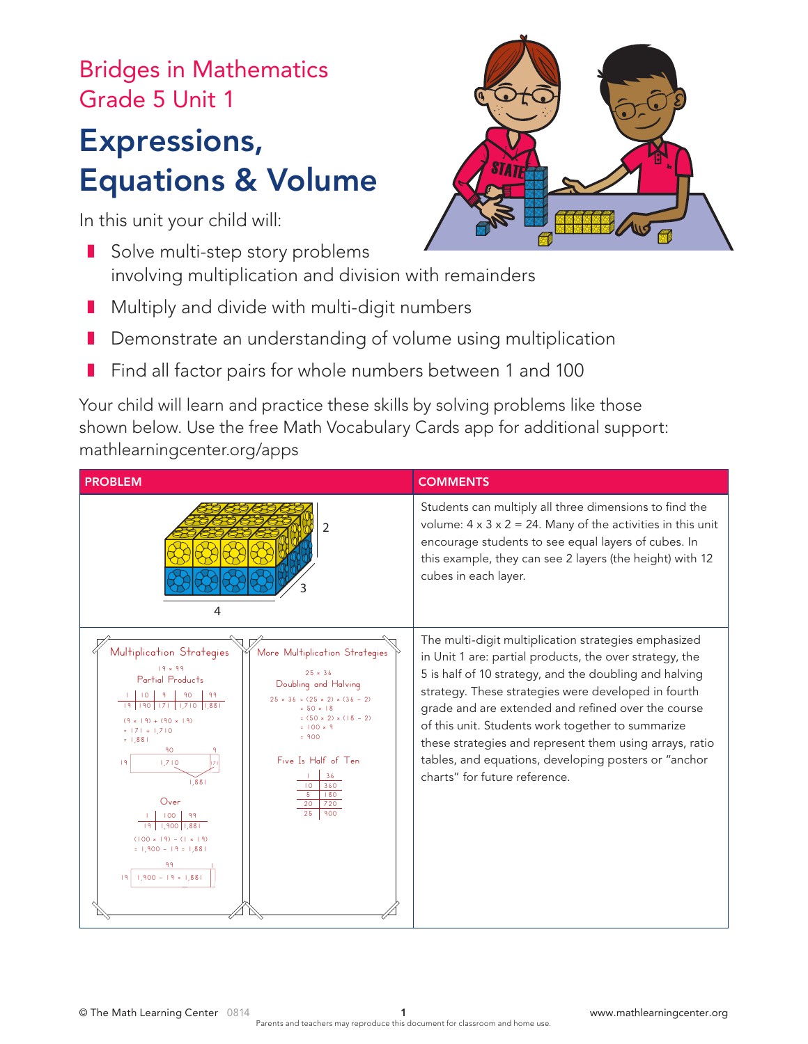Bridges in Mathematics
Grade 5 Unit 1

# Expressions, Equations & Volume

In this unit your child will:

- Solve multi-step story problems involving multiplication and division with remainders
- Multiply and divide with multi-digit numbers
- Demonstrate an understanding of volume using multiplication
- Find all factor pairs for whole numbers between 1 and 100

Your child will learn and practice these skills by solving problems like those shown below. Use the free Math Vocabulary Cards app for additional support: mathlearningcenter.org/apps

| PROBLEM | COMMENTS |
|---|---|
| (Rectangular prism of cubes labeled 4, 3, 2) | Students can multiply all three dimensions to find the volume: $4 \times 3 \times 2 = 24$. Many of the activities in this unit encourage students to see equal layers of cubes. In this example, they can see 2 layers (the height) with 12 cubes in each layer. |
| **Multiplication Strategies** — $19 \times 99$ — Partial Products: $(9 \times 19) + (90 \times 19) = 171 + 1{,}710 = 1{,}881$; Over: $(100 \times 19) - (1 \times 19) = 1{,}900 - 19 = 1{,}881$. **More Multiplication Strategies** — $25 \times 36$ — Doubling and Halving: $25 \times 36 = (25 \times 2) \times (36 \div 2) = 50 \times 18 = (50 \times 2) \times (18 \div 2) = 100 \times 9 = 900$; Five Is Half of Ten: 1 → 36, 10 → 360, 5 → 180, 20 → 720, 25 → 900 | The multi-digit multiplication strategies emphasized in Unit 1 are: partial products, the over strategy, the 5 is half of 10 strategy, and the doubling and halving strategy. These strategies were developed in fourth grade and are extended and refined over the course of this unit. Students work together to summarize these strategies and represent them using arrays, ratio tables, and equations, developing posters or "anchor charts" for future reference. |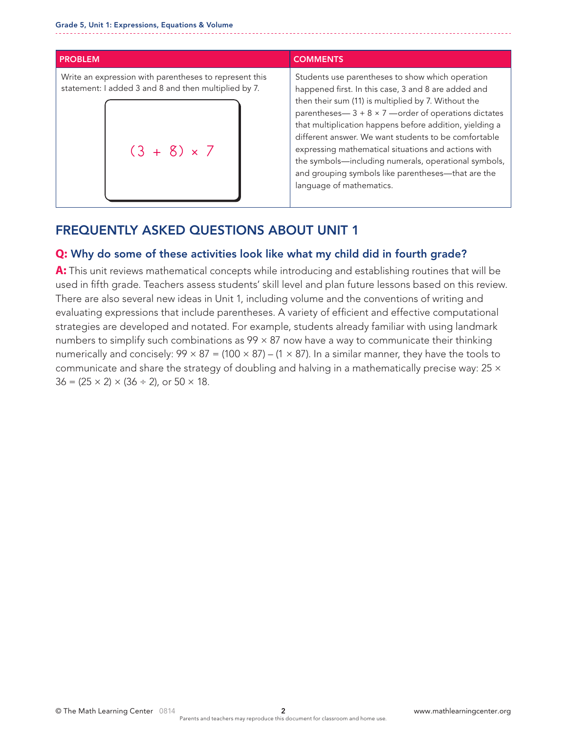| PROBLEM | COMMENTS |
|---|---|
| Write an expression with parentheses to represent this statement: I added 3 and 8 and then multiplied by 7. $(3 + 8) \times 7$ | Students use parentheses to show which operation happened first. In this case, 3 and 8 are added and then their sum (11) is multiplied by 7. Without the parentheses— $3 + 8 \times 7$ —order of operations dictates that multiplication happens before addition, yielding a different answer. We want students to be comfortable expressing mathematical situations and actions with the symbols—including numerals, operational symbols, and grouping symbols like parentheses—that are the language of mathematics. |

## FREQUENTLY ASKED QUESTIONS ABOUT UNIT 1

### Q: Why do some of these activities look like what my child did in fourth grade?

**A:** This unit reviews mathematical concepts while introducing and establishing routines that will be used in fifth grade. Teachers assess students' skill level and plan future lessons based on this review. There are also several new ideas in Unit 1, including volume and the conventions of writing and evaluating expressions that include parentheses. A variety of efficient and effective computational strategies are developed and notated. For example, students already familiar with using landmark numbers to simplify such combinations as $99 \times 87$ now have a way to communicate their thinking numerically and concisely: $99 \times 87 = (100 \times 87) - (1 \times 87)$. In a similar manner, they have the tools to communicate and share the strategy of doubling and halving in a mathematically precise way: $25 \times 36 = (25 \times 2) \times (36 \div 2)$, or $50 \times 18$.